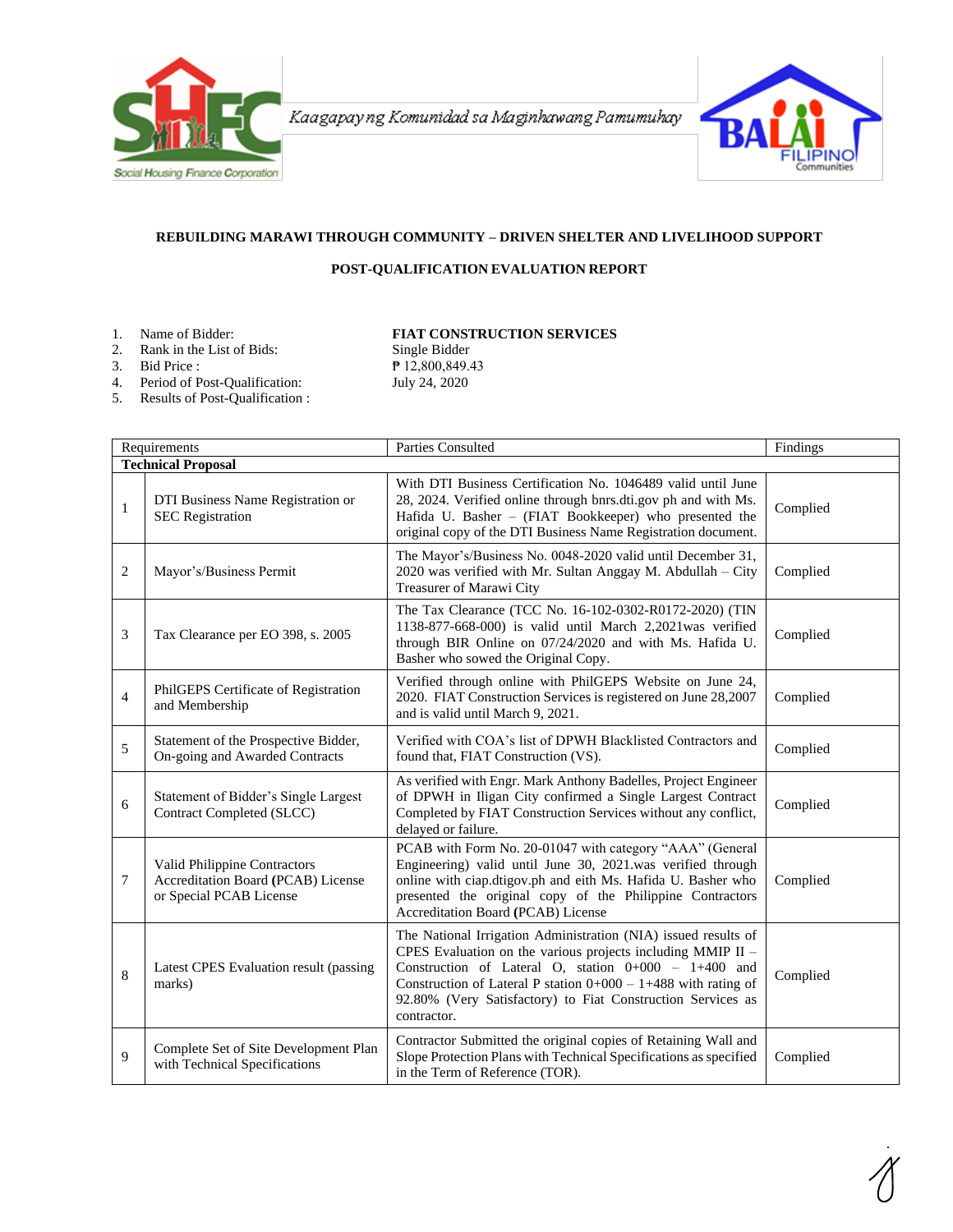Kaagapay ng Komunidad sa Maginhawang Pamumuhay

**REBUILDING MARAWI THROUGH COMMUNITY – DRIVEN SHELTER AND LIVELIHOOD SUPPORT**

**POST-QUALIFICATION EVALUATION REPORT**

1. Name of Bidder: **FIAT CONSTRUCTION SERVICES**
2. Rank in the List of Bids: Single Bidder
3. Bid Price : ₱ 12,800,849.43
4. Period of Post-Qualification: July 24, 2020
5. Results of Post-Qualification :

| | Requirements | Parties Consulted | Findings |
|---|---|---|---|
| **Technical Proposal** | | | |
| 1 | DTI Business Name Registration or SEC Registration | With DTI Business Certification No. 1046489 valid until June 28, 2024. Verified online through bnrs.dti.gov ph and with Ms. Hafida U. Basher – (FIAT Bookkeeper) who presented the original copy of the DTI Business Name Registration document. | Complied |
| 2 | Mayor's/Business Permit | The Mayor's/Business No. 0048-2020 valid until December 31, 2020 was verified with Mr. Sultan Anggay M. Abdullah – City Treasurer of Marawi City | Complied |
| 3 | Tax Clearance per EO 398, s. 2005 | The Tax Clearance (TCC No. 16-102-0302-R0172-2020) (TIN 1138-877-668-000) is valid until March 2,2021was verified through BIR Online on 07/24/2020 and with Ms. Hafida U. Basher who sowed the Original Copy. | Complied |
| 4 | PhilGEPS Certificate of Registration and Membership | Verified through online with PhilGEPS Website on June 24, 2020. FIAT Construction Services is registered on June 28,2007 and is valid until March 9, 2021. | Complied |
| 5 | Statement of the Prospective Bidder, On-going and Awarded Contracts | Verified with COA's list of DPWH Blacklisted Contractors and found that, FIAT Construction (VS). | Complied |
| 6 | Statement of Bidder's Single Largest Contract Completed (SLCC) | As verified with Engr. Mark Anthony Badelles, Project Engineer of DPWH in Iligan City confirmed a Single Largest Contract Completed by FIAT Construction Services without any conflict, delayed or failure. | Complied |
| 7 | Valid Philippine Contractors Accreditation Board **(**PCAB) License or Special PCAB License | PCAB with Form No. 20-01047 with category "AAA" (General Engineering) valid until June 30, 2021.was verified through online with ciap.dtigov.ph and eith Ms. Hafida U. Basher who presented the original copy of the Philippine Contractors Accreditation Board **(**PCAB) License | Complied |
| 8 | Latest CPES Evaluation result (passing marks) | The National Irrigation Administration (NIA) issued results of CPES Evaluation on the various projects including MMIP II – Construction of Lateral O, station 0+000 – 1+400 and Construction of Lateral P station 0+000 – 1+488 with rating of 92.80% (Very Satisfactory) to Fiat Construction Services as contractor. | Complied |
| 9 | Complete Set of Site Development Plan with Technical Specifications | Contractor Submitted the original copies of Retaining Wall and Slope Protection Plans with Technical Specifications as specified in the Term of Reference (TOR). | Complied |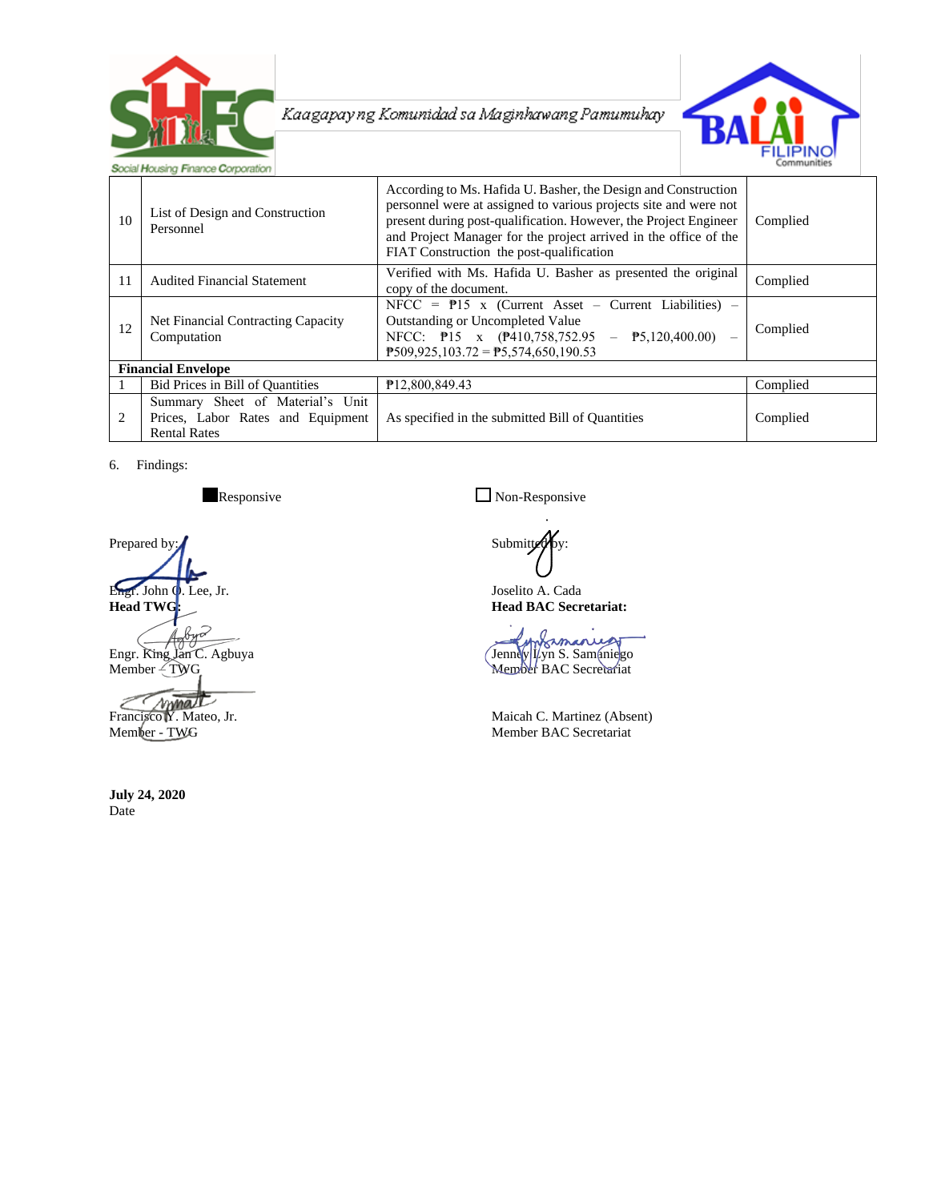*Kaagapay ng Komunidad sa Maginhawang Pamumuhay*

| | | | |
|---|---|---|---|
| 10 | List of Design and Construction Personnel | According to Ms. Hafida U. Basher, the Design and Construction personnel were at assigned to various projects site and were not present during post-qualification. However, the Project Engineer and Project Manager for the project arrived in the office of the FIAT Construction the post-qualification | Complied |
| 11 | Audited Financial Statement | Verified with Ms. Hafida U. Basher as presented the original copy of the document. | Complied |
| 12 | Net Financial Contracting Capacity Computation | NFCC = ₱15 x (Current Asset – Current Liabilities) – Outstanding or Uncompleted Value<br>NFCC: ₱15 x (₱410,758,752.95 – ₱5,120,400.00) – ₱509,925,103.72 = ₱5,574,650,190.53 | Complied |
| **Financial Envelope** | | | |
| 1 | Bid Prices in Bill of Quantities | ₱12,800,849.43 | Complied |
| 2 | Summary Sheet of Material's Unit Prices, Labor Rates and Equipment Rental Rates | As specified in the submitted Bill of Quantities | Complied |

6. Findings:

■ Responsive ☐ Non-Responsive

Prepared by:

Engr. John O. Lee, Jr.
**Head TWG:**

Engr. King Jan C. Agbuya
Member - TWG

Francisco Y. Mateo, Jr.
Member - TWG

Submitted by:

Joselito A. Cada
**Head BAC Secretariat:**

Jenny Lyn S. Samaniego
Member BAC Secretariat

Maicah C. Martinez (Absent)
Member BAC Secretariat

**July 24, 2020**
Date